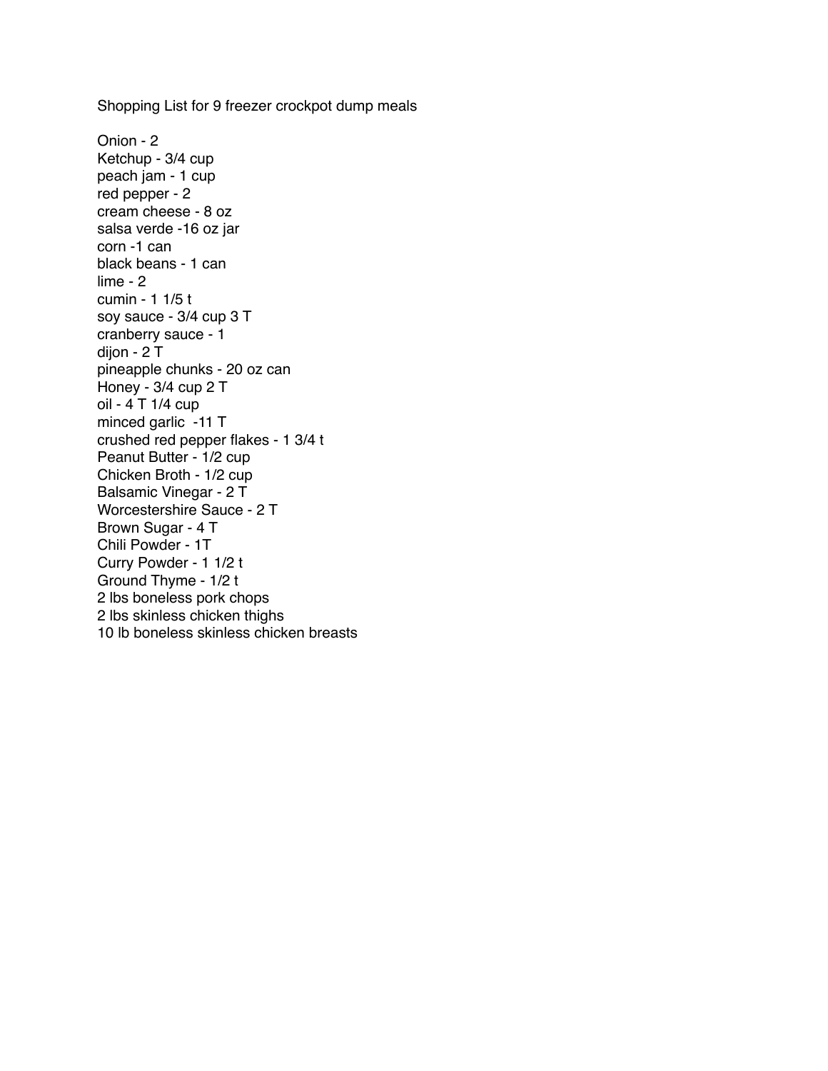Shopping List for 9 freezer crockpot dump meals

Onion - 2
Ketchup - 3/4 cup
peach jam - 1 cup
red pepper - 2
cream cheese - 8 oz
salsa verde -16 oz jar
corn -1 can
black beans - 1 can
lime - 2
cumin - 1 1/5 t
soy sauce - 3/4 cup 3 T
cranberry sauce - 1
dijon - 2 T
pineapple chunks - 20 oz can
Honey - 3/4 cup 2 T
oil - 4 T 1/4 cup
minced garlic  -11 T
crushed red pepper flakes - 1 3/4 t
Peanut Butter - 1/2 cup
Chicken Broth - 1/2 cup
Balsamic Vinegar - 2 T
Worcestershire Sauce - 2 T
Brown Sugar - 4 T
Chili Powder - 1T
Curry Powder - 1 1/2 t
Ground Thyme - 1/2 t
2 lbs boneless pork chops
2 lbs skinless chicken thighs
10 lb boneless skinless chicken breasts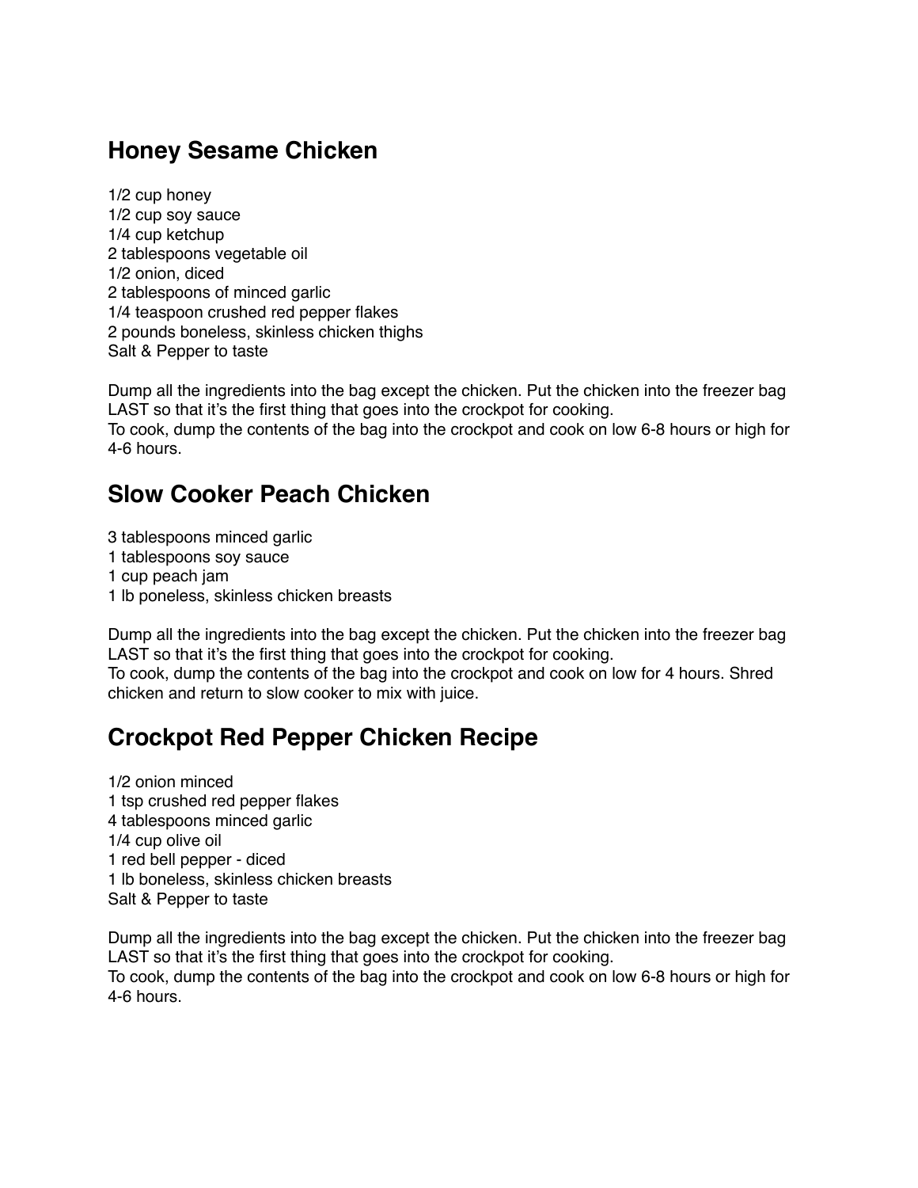## Honey Sesame Chicken

1/2 cup honey
1/2 cup soy sauce
1/4 cup ketchup
2 tablespoons vegetable oil
1/2 onion, diced
2 tablespoons of minced garlic
1/4 teaspoon crushed red pepper flakes
2 pounds boneless, skinless chicken thighs
Salt & Pepper to taste

Dump all the ingredients into the bag except the chicken. Put the chicken into the freezer bag LAST so that it's the first thing that goes into the crockpot for cooking.
To cook, dump the contents of the bag into the crockpot and cook on low 6-8 hours or high for 4-6 hours.

## Slow Cooker Peach Chicken

3 tablespoons minced garlic
1 tablespoons soy sauce
1 cup peach jam
1 lb poneless, skinless chicken breasts

Dump all the ingredients into the bag except the chicken. Put the chicken into the freezer bag LAST so that it's the first thing that goes into the crockpot for cooking.
To cook, dump the contents of the bag into the crockpot and cook on low for 4 hours. Shred chicken and return to slow cooker to mix with juice.

## Crockpot Red Pepper Chicken Recipe

1/2 onion minced
1 tsp crushed red pepper flakes
4 tablespoons minced garlic
1/4 cup olive oil
1 red bell pepper - diced
1 lb boneless, skinless chicken breasts
Salt & Pepper to taste

Dump all the ingredients into the bag except the chicken. Put the chicken into the freezer bag LAST so that it's the first thing that goes into the crockpot for cooking.
To cook, dump the contents of the bag into the crockpot and cook on low 6-8 hours or high for 4-6 hours.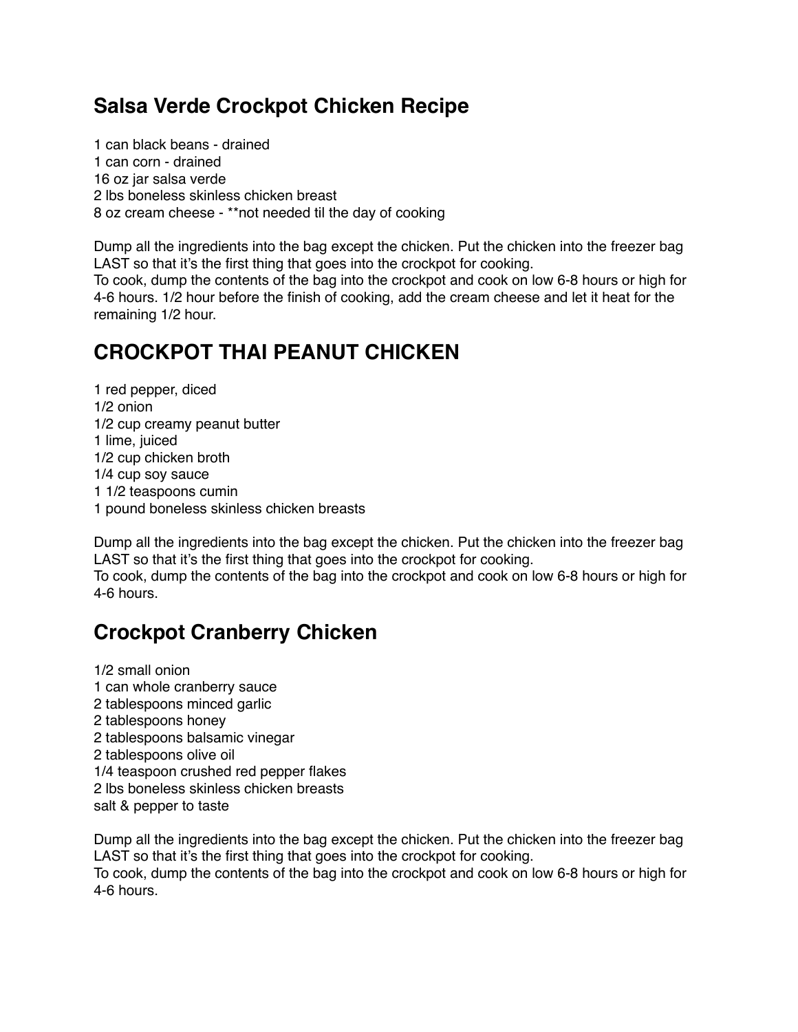## Salsa Verde Crockpot Chicken Recipe

1 can black beans - drained
1 can corn - drained
16 oz jar salsa verde
2 lbs boneless skinless chicken breast
8 oz cream cheese - **not needed til the day of cooking

Dump all the ingredients into the bag except the chicken. Put the chicken into the freezer bag LAST so that it's the first thing that goes into the crockpot for cooking.
To cook, dump the contents of the bag into the crockpot and cook on low 6-8 hours or high for 4-6 hours. 1/2 hour before the finish of cooking, add the cream cheese and let it heat for the remaining 1/2 hour.

## CROCKPOT THAI PEANUT CHICKEN

1 red pepper, diced
1/2 onion
1/2 cup creamy peanut butter
1 lime, juiced
1/2 cup chicken broth
1/4 cup soy sauce
1 1/2 teaspoons cumin
1 pound boneless skinless chicken breasts

Dump all the ingredients into the bag except the chicken. Put the chicken into the freezer bag LAST so that it's the first thing that goes into the crockpot for cooking.
To cook, dump the contents of the bag into the crockpot and cook on low 6-8 hours or high for 4-6 hours.

## Crockpot Cranberry Chicken

1/2 small onion
1 can whole cranberry sauce
2 tablespoons minced garlic
2 tablespoons honey
2 tablespoons balsamic vinegar
2 tablespoons olive oil
1/4 teaspoon crushed red pepper flakes
2 lbs boneless skinless chicken breasts
salt & pepper to taste

Dump all the ingredients into the bag except the chicken. Put the chicken into the freezer bag LAST so that it's the first thing that goes into the crockpot for cooking.
To cook, dump the contents of the bag into the crockpot and cook on low 6-8 hours or high for 4-6 hours.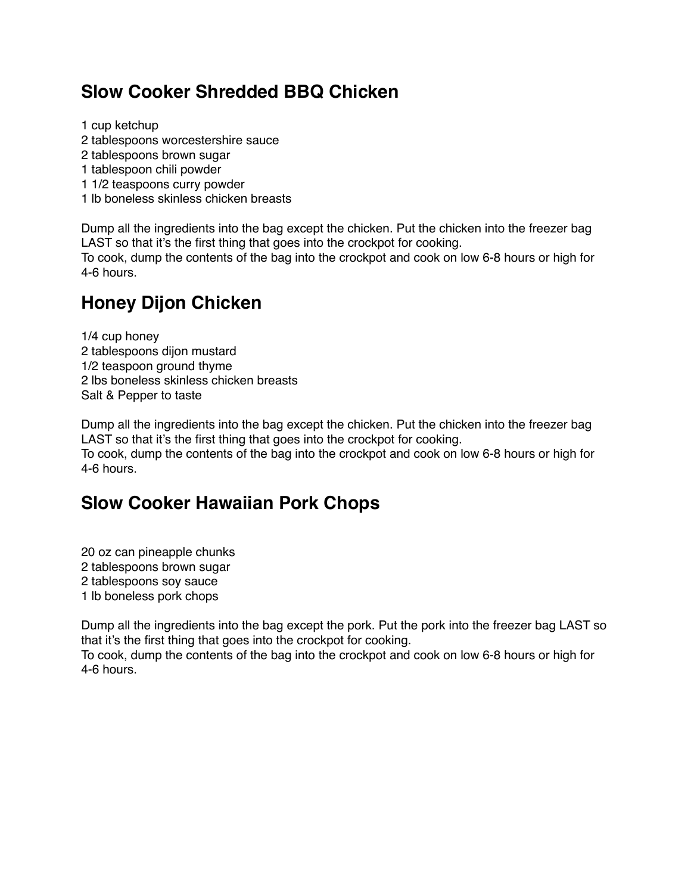## Slow Cooker Shredded BBQ Chicken

1 cup ketchup
2 tablespoons worcestershire sauce
2 tablespoons brown sugar
1 tablespoon chili powder
1 1/2 teaspoons curry powder
1 lb boneless skinless chicken breasts

Dump all the ingredients into the bag except the chicken. Put the chicken into the freezer bag LAST so that it's the first thing that goes into the crockpot for cooking.
To cook, dump the contents of the bag into the crockpot and cook on low 6-8 hours or high for 4-6 hours.

## Honey Dijon Chicken

1/4 cup honey
2 tablespoons dijon mustard
1/2 teaspoon ground thyme
2 lbs boneless skinless chicken breasts
Salt & Pepper to taste

Dump all the ingredients into the bag except the chicken. Put the chicken into the freezer bag LAST so that it's the first thing that goes into the crockpot for cooking.
To cook, dump the contents of the bag into the crockpot and cook on low 6-8 hours or high for 4-6 hours.

## Slow Cooker Hawaiian Pork Chops

20 oz can pineapple chunks
2 tablespoons brown sugar
2 tablespoons soy sauce
1 lb boneless pork chops

Dump all the ingredients into the bag except the pork. Put the pork into the freezer bag LAST so that it's the first thing that goes into the crockpot for cooking.
To cook, dump the contents of the bag into the crockpot and cook on low 6-8 hours or high for 4-6 hours.